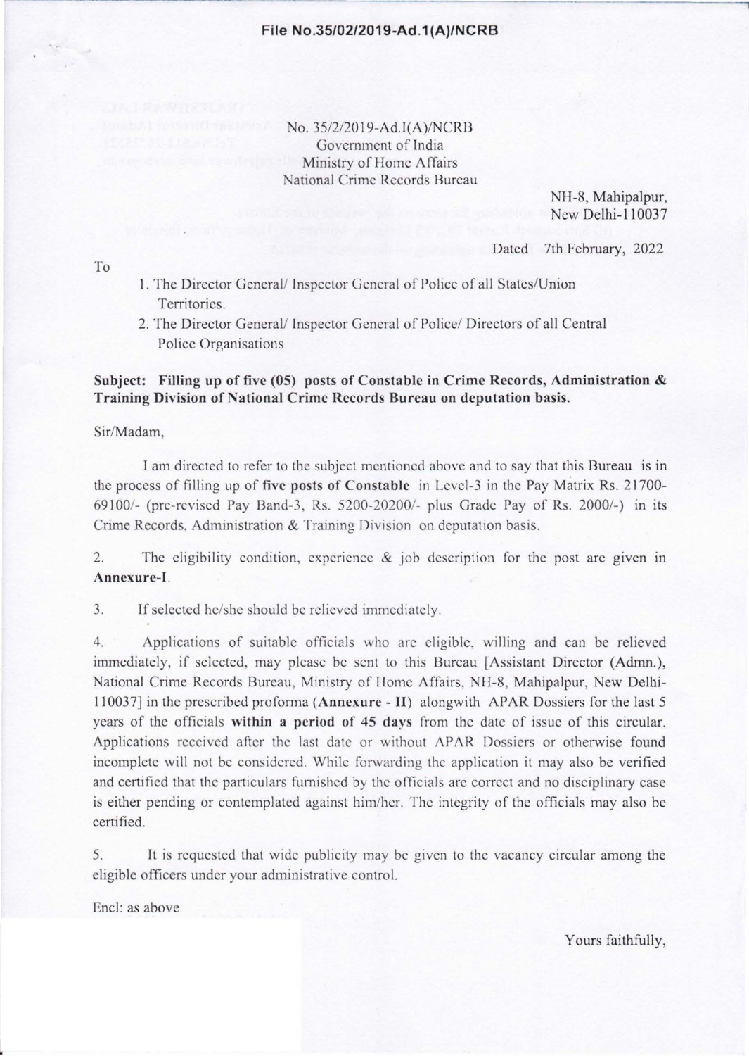File No.35/02/2019-Ad.1(A)/NCRB

No. 35/2/2019-Ad.I(A)/NCRB
Government of India
Ministry of Home Affairs
National Crime Records Bureau

NH-8, Mahipalpur,
New Delhi-110037

Dated 7th February, 2022

To

1. The Director General/ Inspector General of Police of all States/Union Territories.
2. The Director General/ Inspector General of Police/ Directors of all Central Police Organisations

**Subject: Filling up of five (05) posts of Constable in Crime Records, Administration & Training Division of National Crime Records Bureau on deputation basis.**

Sir/Madam,

I am directed to refer to the subject mentioned above and to say that this Bureau is in the process of filling up of **five posts of Constable** in Level-3 in the Pay Matrix Rs. 21700-69100/- (pre-revised Pay Band-3, Rs. 5200-20200/- plus Grade Pay of Rs. 2000/-) in its Crime Records, Administration & Training Division on deputation basis.

2. The eligibility condition, experience & job description for the post are given in **Annexure-I**.

3. If selected he/she should be relieved immediately.

4. Applications of suitable officials who are eligible, willing and can be relieved immediately, if selected, may please be sent to this Bureau [Assistant Director (Admn.), National Crime Records Bureau, Ministry of Home Affairs, NH-8, Mahipalpur, New Delhi-110037] in the prescribed proforma (**Annexure - II**) alongwith APAR Dossiers for the last 5 years of the officials **within a period of 45 days** from the date of issue of this circular. Applications received after the last date or without APAR Dossiers or otherwise found incomplete will not be considered. While forwarding the application it may also be verified and certified that the particulars furnished by the officials are correct and no disciplinary case is either pending or contemplated against him/her. The integrity of the officials may also be certified.

5. It is requested that wide publicity may be given to the vacancy circular among the eligible officers under your administrative control.

Encl: as above

Yours faithfully,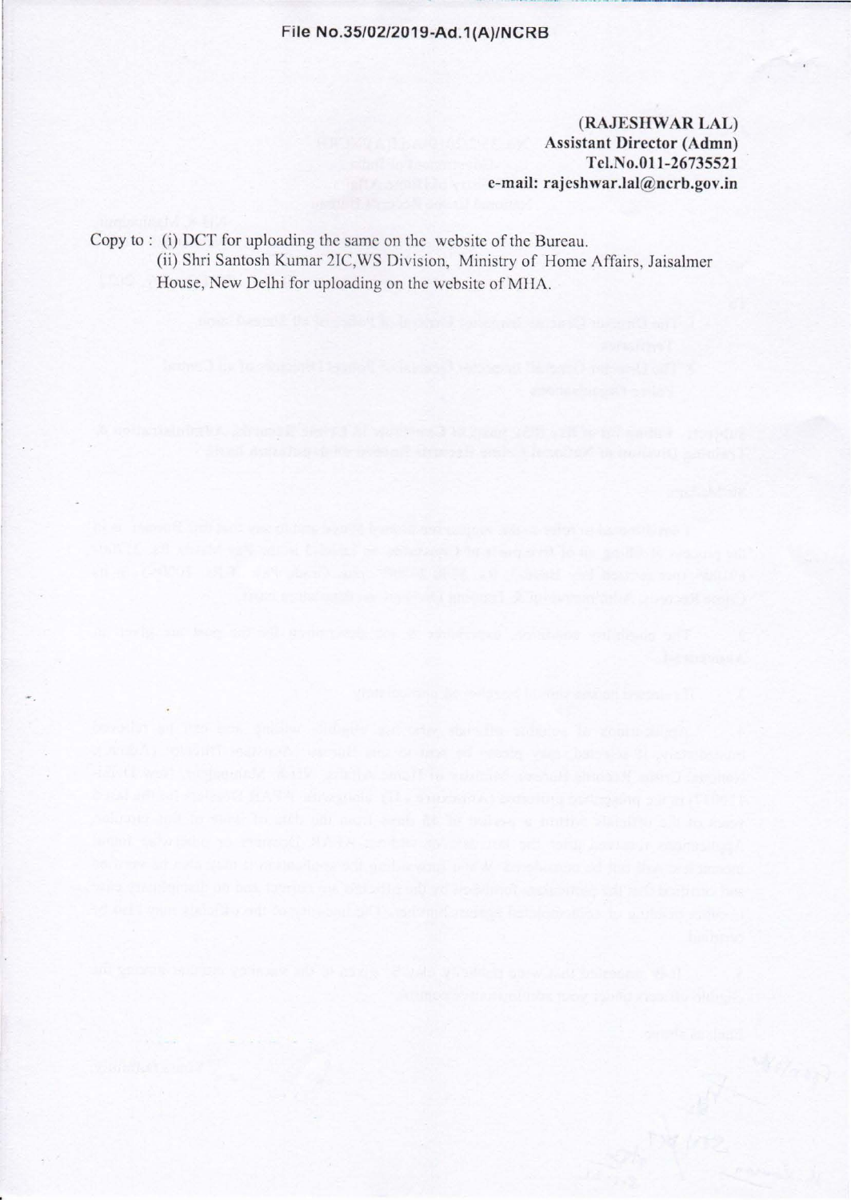File No.35/02/2019-Ad.1(A)/NCRB

**(RAJESHWAR LAL)**
**Assistant Director (Admn)**
**Tel.No.011-26735521**
**e-mail: rajeshwar.lal@ncrb.gov.in**

Copy to : (i) DCT for uploading the same on the website of the Bureau.
(ii) Shri Santosh Kumar 2IC,WS Division, Ministry of Home Affairs, Jaisalmer House, New Delhi for uploading on the website of MHA.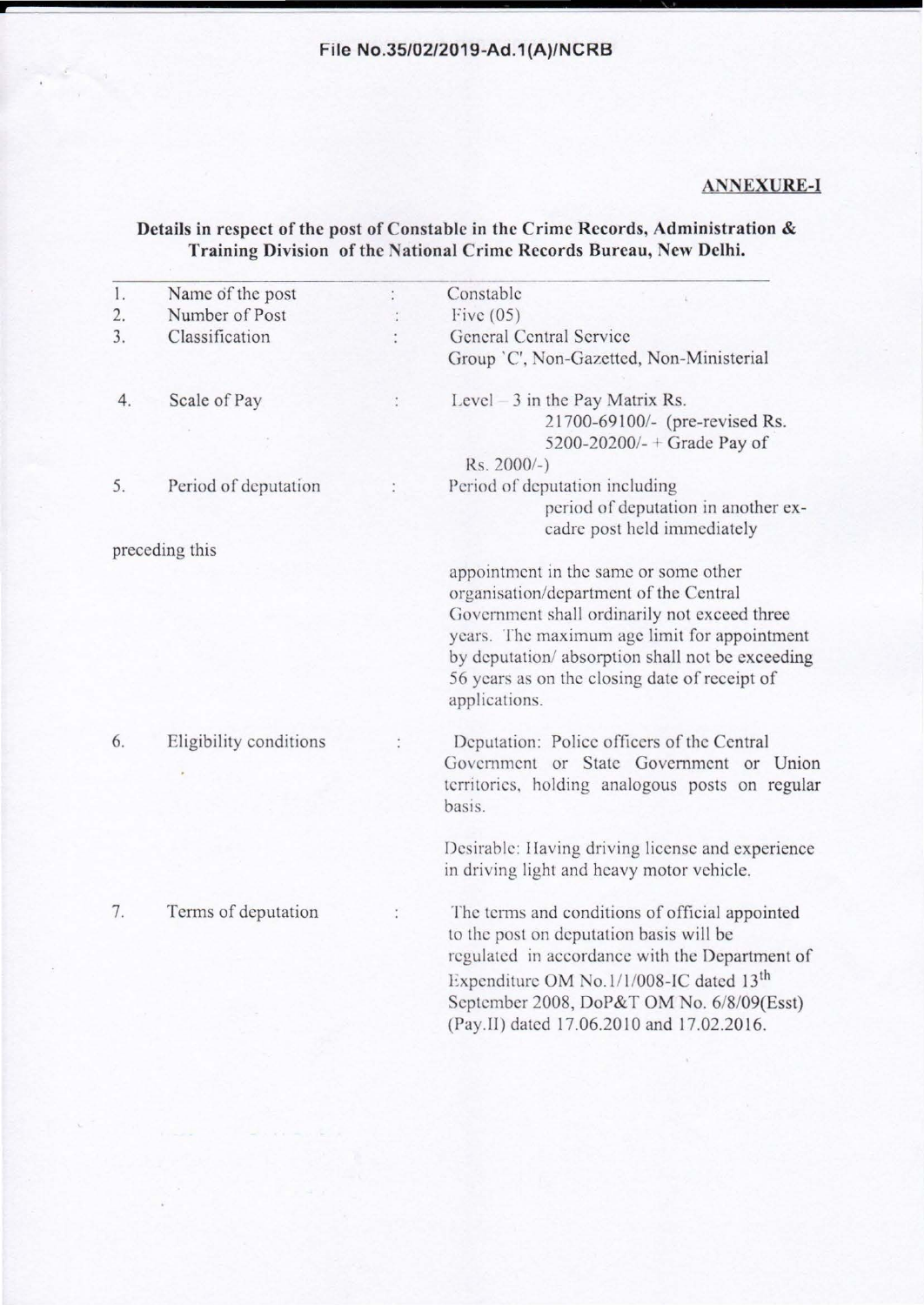File No.35/02/2019-Ad.1(A)/NCRB

**ANNEXURE-I**

**Details in respect of the post of Constable in the Crime Records, Administration & Training Division of the National Crime Records Bureau, New Delhi.**

| | | | |
|---|---|---|---|
| 1. | Name of the post | : | Constable |
| 2. | Number of Post | : | Five (05) |
| 3. | Classification | : | General Central Service<br>Group 'C', Non-Gazetted, Non-Ministerial |
| 4. | Scale of Pay | : | Level – 3 in the Pay Matrix Rs. 21700-69100/- (pre-revised Rs. 5200-20200/- + Grade Pay of Rs. 2000/-) |
| 5. | Period of deputation | : | Period of deputation including period of deputation in another ex-cadre post held immediately preceding this appointment in the same or some other organisation/department of the Central Government shall ordinarily not exceed three years. The maximum age limit for appointment by deputation/ absorption shall not be exceeding 56 years as on the closing date of receipt of applications. |
| 6. | Eligibility conditions | : | Deputation: Police officers of the Central Government or State Government or Union territories, holding analogous posts on regular basis.<br><br>Desirable: Having driving license and experience in driving light and heavy motor vehicle. |
| 7. | Terms of deputation | : | The terms and conditions of official appointed to the post on deputation basis will be regulated in accordance with the Department of Expenditure OM No.1/1/008-IC dated 13th September 2008, DoP&T OM No. 6/8/09(Esst)(Pay.II) dated 17.06.2010 and 17.02.2016. |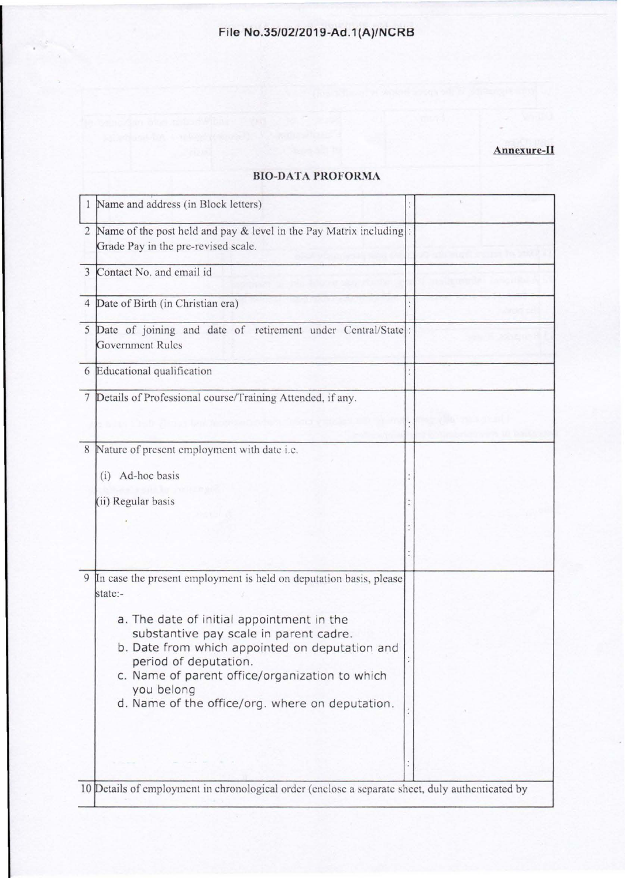File No.35/02/2019-Ad.1(A)/NCRB

**Annexure-II**

## BIO-DATA PROFORMA

| | | | |
|---|---|---|---|
| 1 | Name and address (in Block letters) | : | |
| 2 | Name of the post held and pay & level in the Pay Matrix including Grade Pay in the pre-revised scale. | : | |
| 3 | Contact No. and email id | | |
| 4 | Date of Birth (in Christian era) | : | |
| 5 | Date of joining and date of retirement under Central/State Government Rules | : | |
| 6 | Educational qualification | : | |
| 7 | Details of Professional course/Training Attended, if any. | | |
| 8 | Nature of present employment with date i.e.<br>(i) Ad-hoc basis<br>(ii) Regular basis | :<br>:<br>:<br>: | |
| 9 | In case the present employment is held on deputation basis, please state:-<br>a. The date of initial appointment in the substantive pay scale in parent cadre.<br>b. Date from which appointed on deputation and period of deputation.<br>c. Name of parent office/organization to which you belong<br>d. Name of the office/org. where on deputation. | :<br>:<br>: | |
| 10 | Details of employment in chronological order (enclose a separate sheet, duly authenticated by | | |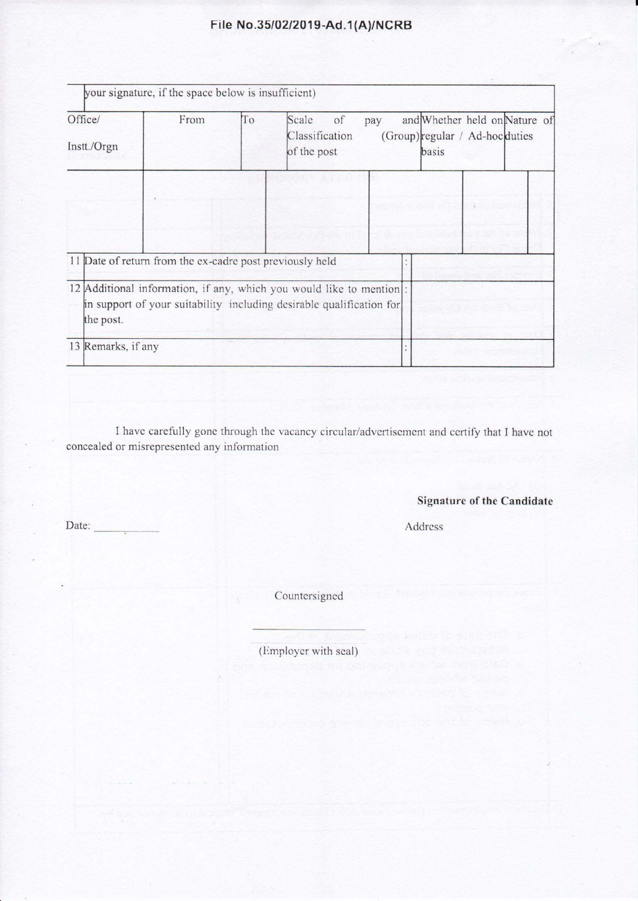| your signature, if the space below is insufficient) | | | | | |
|---|---|---|---|---|---|
| Office/ Instt./Orgn | From | To | Scale of pay and Classification (Group) of the post | Whether held on regular / Ad-hoc basis | Nature of duties |
| | | | | | |

| | | | |
|---|---|---|---|
| 11 | Date of return from the ex-cadre post previously held | : | |
| 12 | Additional information, if any, which you would like to mention in support of your suitability including desirable qualification for the post. | : | |
| 13 | Remarks, if any | : | |

I have carefully gone through the vacancy circular/advertisement and certify that I have not concealed or misrepresented any information

**Signature of the Candidate**

Date: ___________

Address

Countersigned

_______________

(Employer with seal)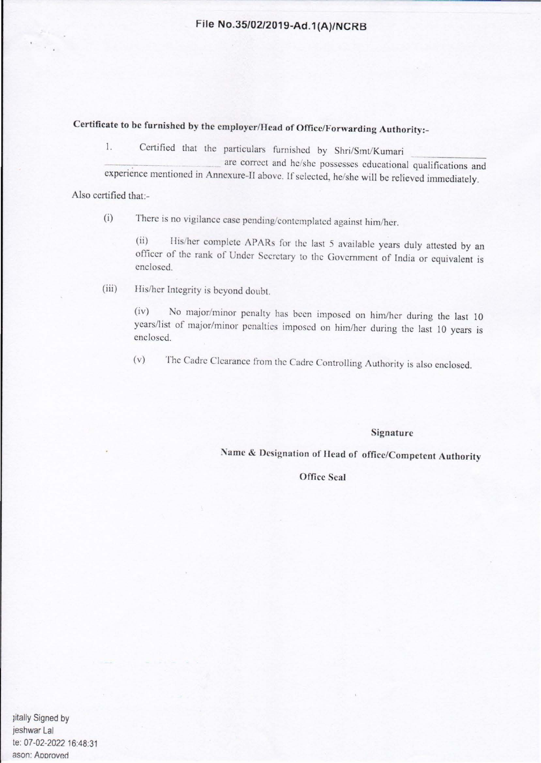File No.35/02/2019-Ad.1(A)/NCRB

**Certificate to be furnished by the employer/Head of Office/Forwarding Authority:-**

1. Certified that the particulars furnished by Shri/Smt/Kumari ______________ ______________ are correct and he/she possesses educational qualifications and experience mentioned in Annexure-II above. If selected, he/she will be relieved immediately.

Also certified that:-

(i) There is no vigilance case pending/contemplated against him/her.

(ii) His/her complete APARs for the last 5 available years duly attested by an officer of the rank of Under Secretary to the Government of India or equivalent is enclosed.

(iii) His/her Integrity is beyond doubt.

(iv) No major/minor penalty has been imposed on him/her during the last 10 years/list of major/minor penalties imposed on him/her during the last 10 years is enclosed.

(v) The Cadre Clearance from the Cadre Controlling Authority is also enclosed.

**Signature**

**Name & Designation of Head of office/Competent Authority**

**Office Seal**

jitally Signed by
jeshwar Lal
te: 07-02-2022 16:48:31
ason: Approved